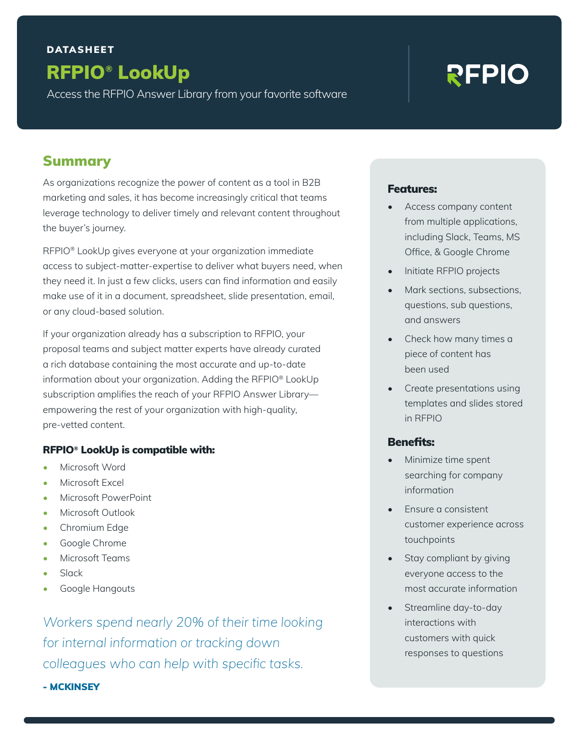**DATASHEET**

# RFPIO® LookUp

Access the RFPIO Answer Library from your favorite software

RFPIO

## Summary

As organizations recognize the power of content as a tool in B2B marketing and sales, it has become increasingly critical that teams leverage technology to deliver timely and relevant content throughout the buyer's journey.

RFPIO® LookUp gives everyone at your organization immediate access to subject-matter-expertise to deliver what buyers need, when they need it. In just a few clicks, users can find information and easily make use of it in a document, spreadsheet, slide presentation, email, or any cloud-based solution.

If your organization already has a subscription to RFPIO, your proposal teams and subject matter experts have already curated a rich database containing the most accurate and up-to-date information about your organization. Adding the RFPIO® LookUp subscription amplifies the reach of your RFPIO Answer Library—empowering the rest of your organization with high-quality, pre-vetted content.

**RFPIO® LookUp is compatible with:**

- Microsoft Word
- Microsoft Excel
- Microsoft PowerPoint
- Microsoft Outlook
- Chromium Edge
- Google Chrome
- Microsoft Teams
- Slack
- Google Hangouts

*Workers spend nearly 20% of their time looking for internal information or tracking down colleagues who can help with specific tasks.*

**- MCKINSEY**

**Features:**

- Access company content from multiple applications, including Slack, Teams, MS Office, & Google Chrome
- Initiate RFPIO projects
- Mark sections, subsections, questions, sub questions, and answers
- Check how many times a piece of content has been used
- Create presentations using templates and slides stored in RFPIO

**Benefits:**

- Minimize time spent searching for company information
- Ensure a consistent customer experience across touchpoints
- Stay compliant by giving everyone access to the most accurate information
- Streamline day-to-day interactions with customers with quick responses to questions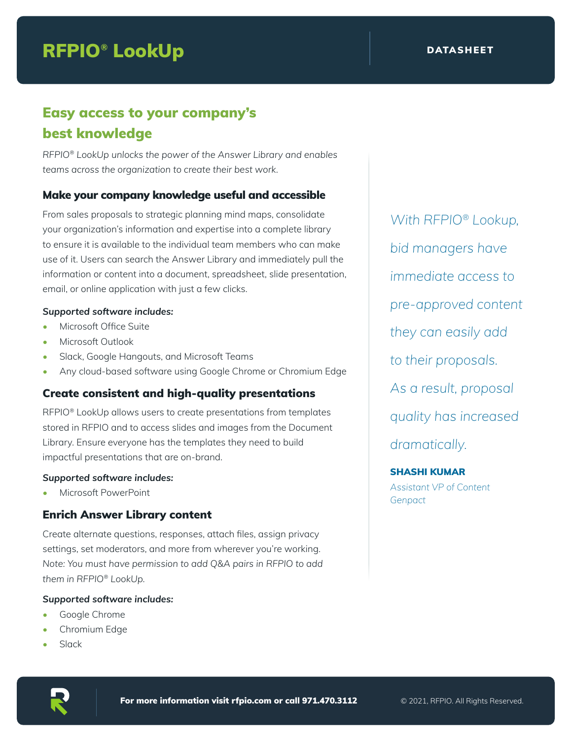# RFPIO® LookUp

**DATASHEET**

## Easy access to your company's best knowledge

*RFPIO® LookUp unlocks the power of the Answer Library and enables teams across the organization to create their best work.*

### Make your company knowledge useful and accessible

From sales proposals to strategic planning mind maps, consolidate your organization's information and expertise into a complete library to ensure it is available to the individual team members who can make use of it. Users can search the Answer Library and immediately pull the information or content into a document, spreadsheet, slide presentation, email, or online application with just a few clicks.

***Supported software includes:***

- Microsoft Office Suite
- Microsoft Outlook
- Slack, Google Hangouts, and Microsoft Teams
- Any cloud-based software using Google Chrome or Chromium Edge

### Create consistent and high-quality presentations

RFPIO® LookUp allows users to create presentations from templates stored in RFPIO and to access slides and images from the Document Library. Ensure everyone has the templates they need to build impactful presentations that are on-brand.

***Supported software includes:***

- Microsoft PowerPoint

### Enrich Answer Library content

Create alternate questions, responses, attach files, assign privacy settings, set moderators, and more from wherever you're working. *Note: You must have permission to add Q&A pairs in RFPIO to add them in RFPIO® LookUp.*

***Supported software includes:***

- Google Chrome
- Chromium Edge
- Slack

*With RFPIO® Lookup, bid managers have immediate access to pre-approved content they can easily add to their proposals. As a result, proposal quality has increased dramatically.*

**SHASHI KUMAR**
*Assistant VP of Content*
*Genpact*

**For more information visit rfpio.com or call 971.470.3112**

© 2021, RFPIO. All Rights Reserved.